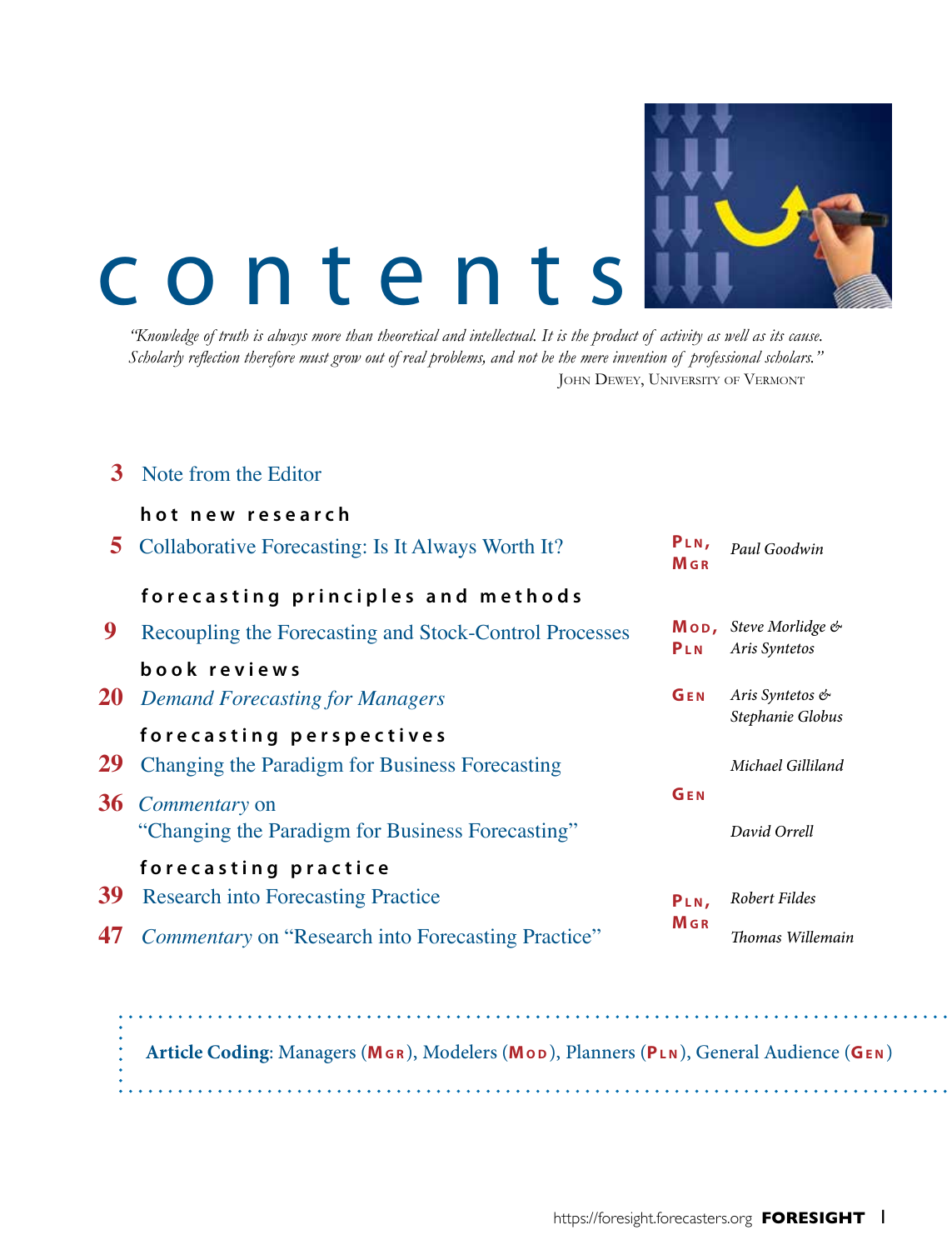# contents

*"Knowledge of truth is always more than theoretical and intellectual. It is the product of activity as well as its cause. Scholarly reflection therefore must grow out of real problems, and not be the mere invention of professional scholars."*

John Dewey, University of Vermont

**3** Note from the Editor

**hot new research**

**5** Collaborative Forecasting: Is It Always Worth It? — **Pln, Mgr** — *Paul Goodwin*

**forecasting principles and methods**

**9** Recoupling the Forecasting and Stock-Control Processes — **Mod, Pln** — *Steve Morlidge & Aris Syntetos*

**book reviews**

**20** *Demand Forecasting for Managers* — **Gen** — *Aris Syntetos & Stephanie Globus*

**forecasting perspectives**

**29** Changing the Paradigm for Business Forecasting — **Gen** — *Michael Gilliland*

**36** *Commentary* on "Changing the Paradigm for Business Forecasting" — **Gen** — *David Orrell*

**forecasting practice**

**39** Research into Forecasting Practice — **Pln, Mgr** — *Robert Fildes*

**47** *Commentary* on "Research into Forecasting Practice" — **Pln, Mgr** — *Thomas Willemain*

**Article Coding**: Managers (**Mgr**), Modelers (**Mod**), Planners (**Pln**), General Audience (**Gen**)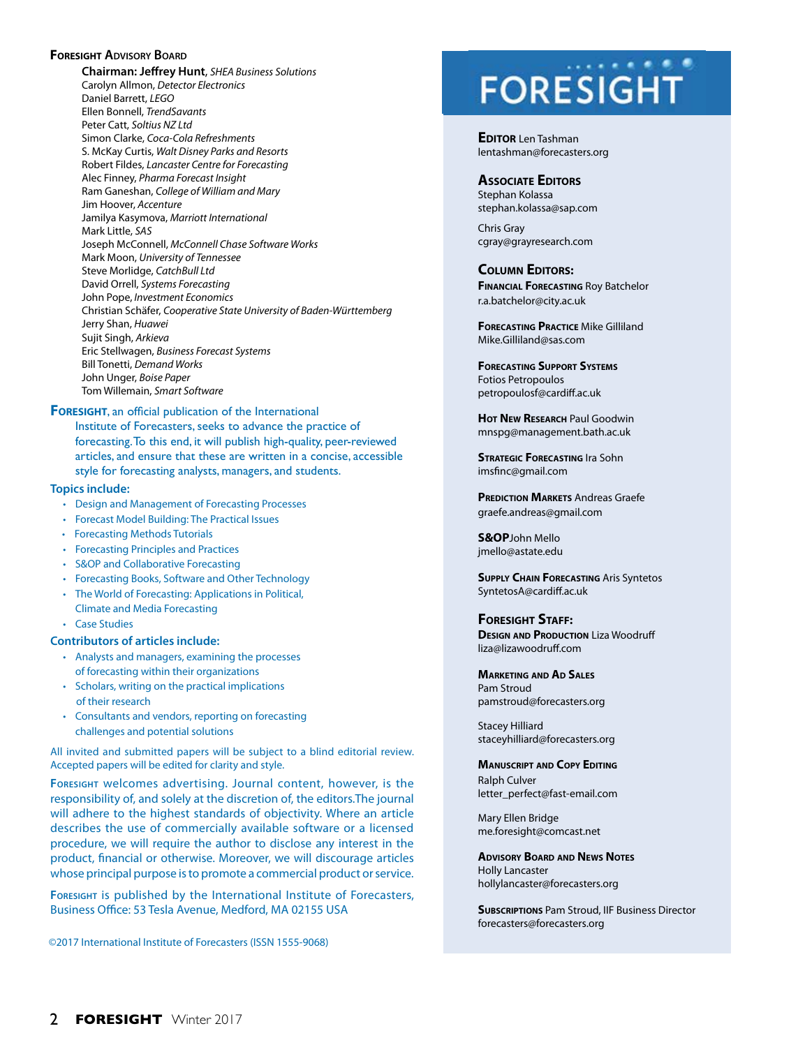## Foresight Advisory Board

**Chairman: Jeffrey Hunt**, *SHEA Business Solutions*
Carolyn Allmon, *Detector Electronics*
Daniel Barrett, *LEGO*
Ellen Bonnell, *TrendSavants*
Peter Catt, *Soltius NZ Ltd*
Simon Clarke, *Coca-Cola Refreshments*
S. McKay Curtis, *Walt Disney Parks and Resorts*
Robert Fildes, *Lancaster Centre for Forecasting*
Alec Finney, *Pharma Forecast Insight*
Ram Ganeshan, *College of William and Mary*
Jim Hoover, *Accenture*
Jamilya Kasymova, *Marriott International*
Mark Little, *SAS*
Joseph McConnell, *McConnell Chase Software Works*
Mark Moon, *University of Tennessee*
Steve Morlidge, *CatchBull Ltd*
David Orrell, *Systems Forecasting*
John Pope, *Investment Economics*
Christian Schäfer, *Cooperative State University of Baden-Württemberg*
Jerry Shan, *Huawei*
Sujit Singh, *Arkieva*
Eric Stellwagen, *Business Forecast Systems*
Bill Tonetti, *Demand Works*
John Unger, *Boise Paper*
Tom Willemain, *Smart Software*

**Foresight**, an official publication of the International Institute of Forecasters, seeks to advance the practice of forecasting. To this end, it will publish high-quality, peer-reviewed articles, and ensure that these are written in a concise, accessible style for forecasting analysts, managers, and students.

### Topics include:

- Design and Management of Forecasting Processes
- Forecast Model Building: The Practical Issues
- Forecasting Methods Tutorials
- Forecasting Principles and Practices
- S&OP and Collaborative Forecasting
- Forecasting Books, Software and Other Technology
- The World of Forecasting: Applications in Political, Climate and Media Forecasting
- Case Studies

### Contributors of articles include:

- Analysts and managers, examining the processes of forecasting within their organizations
- Scholars, writing on the practical implications of their research
- Consultants and vendors, reporting on forecasting challenges and potential solutions

All invited and submitted papers will be subject to a blind editorial review. Accepted papers will be edited for clarity and style.

Foresight welcomes advertising. Journal content, however, is the responsibility of, and solely at the discretion of, the editors. The journal will adhere to the highest standards of objectivity. Where an article describes the use of commercially available software or a licensed procedure, we will require the author to disclose any interest in the product, financial or otherwise. Moreover, we will discourage articles whose principal purpose is to promote a commercial product or service.

Foresight is published by the International Institute of Forecasters, Business Office: 53 Tesla Avenue, Medford, MA 02155 USA

©2017 International Institute of Forecasters (ISSN 1555-9068)

# FORESIGHT

**Editor** Len Tashman
lentashman@forecasters.org

**Associate Editors**
Stephan Kolassa
stephan.kolassa@sap.com

Chris Gray
cgray@grayresearch.com

**Column Editors:**

**Financial Forecasting** Roy Batchelor
r.a.batchelor@city.ac.uk

**Forecasting Practice** Mike Gilliland
Mike.Gilliland@sas.com

**Forecasting Support Systems**
Fotios Petropoulos
petropoulosf@cardiff.ac.uk

**Hot New Research** Paul Goodwin
mnspg@management.bath.ac.uk

**Strategic Forecasting** Ira Sohn
imsfinc@gmail.com

**Prediction Markets** Andreas Graefe
graefe.andreas@gmail.com

**S&OP** John Mello
jmello@astate.edu

**Supply Chain Forecasting** Aris Syntetos
SyntetosA@cardiff.ac.uk

**Foresight Staff:**

**Design and Production** Liza Woodruff
liza@lizawoodruff.com

**Marketing and Ad Sales**
Pam Stroud
pamstroud@forecasters.org

Stacey Hilliard
staceyhilliard@forecasters.org

**Manuscript and Copy Editing**
Ralph Culver
letter_perfect@fast-email.com

Mary Ellen Bridge
me.foresight@comcast.net

**Advisory Board and News Notes**
Holly Lancaster
hollylancaster@forecasters.org

**Subscriptions** Pam Stroud, IIF Business Director
forecasters@forecasters.org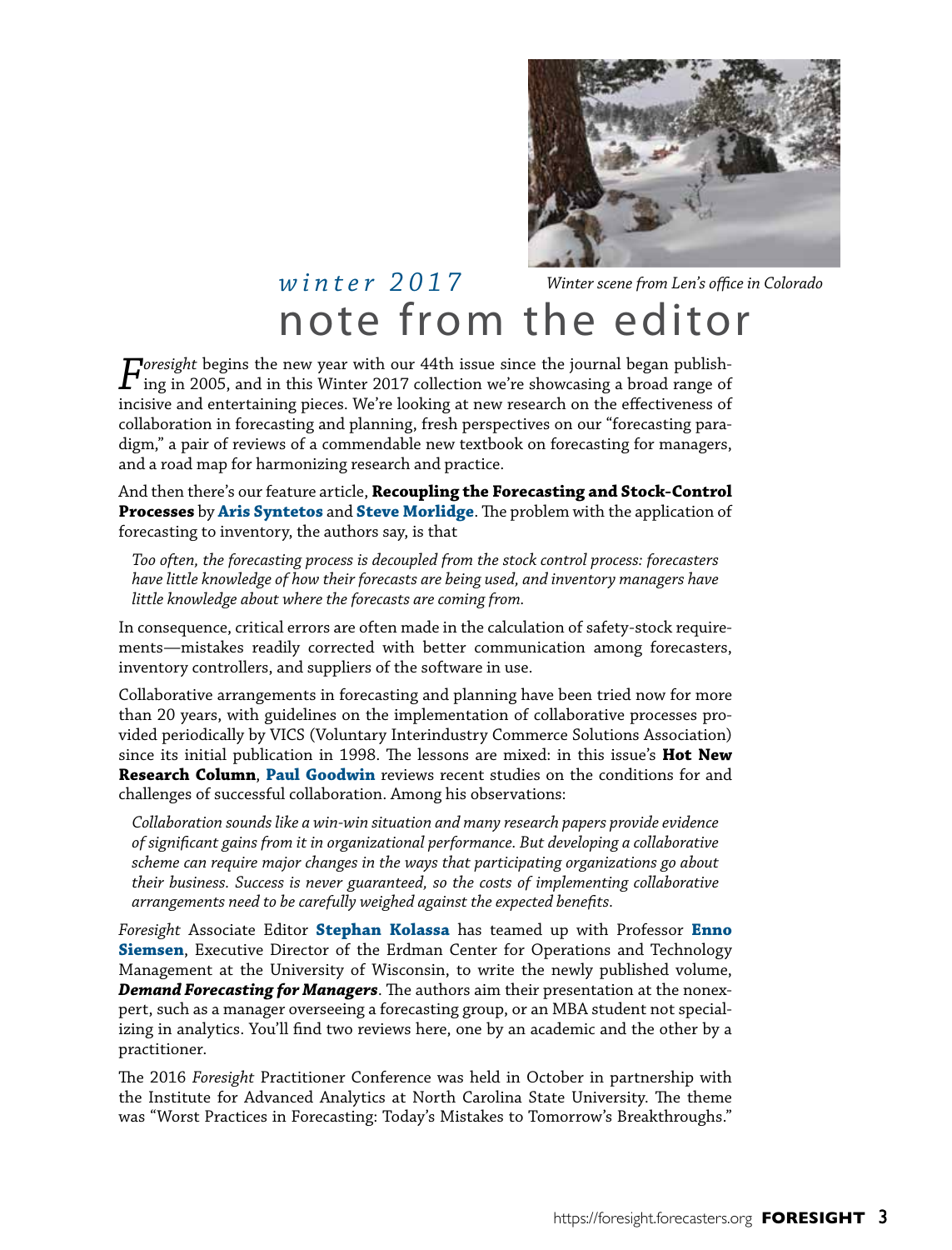*Winter scene from Len's office in Colorado*

*winter 2017*

# note from the editor

*Foresight* begins the new year with our 44th issue since the journal began publishing in 2005, and in this Winter 2017 collection we're showcasing a broad range of incisive and entertaining pieces. We're looking at new research on the effectiveness of collaboration in forecasting and planning, fresh perspectives on our "forecasting paradigm," a pair of reviews of a commendable new textbook on forecasting for managers, and a road map for harmonizing research and practice.

And then there's our feature article, **Recoupling the Forecasting and Stock-Control Processes** by **Aris Syntetos** and **Steve Morlidge**. The problem with the application of forecasting to inventory, the authors say, is that

> *Too often, the forecasting process is decoupled from the stock control process: forecasters have little knowledge of how their forecasts are being used, and inventory managers have little knowledge about where the forecasts are coming from.*

In consequence, critical errors are often made in the calculation of safety-stock requirements—mistakes readily corrected with better communication among forecasters, inventory controllers, and suppliers of the software in use.

Collaborative arrangements in forecasting and planning have been tried now for more than 20 years, with guidelines on the implementation of collaborative processes provided periodically by VICS (Voluntary Interindustry Commerce Solutions Association) since its initial publication in 1998. The lessons are mixed: in this issue's **Hot New Research Column**, **Paul Goodwin** reviews recent studies on the conditions for and challenges of successful collaboration. Among his observations:

> *Collaboration sounds like a win-win situation and many research papers provide evidence of significant gains from it in organizational performance. But developing a collaborative scheme can require major changes in the ways that participating organizations go about their business. Success is never guaranteed, so the costs of implementing collaborative arrangements need to be carefully weighed against the expected benefits.*

*Foresight* Associate Editor **Stephan Kolassa** has teamed up with Professor **Enno Siemsen**, Executive Director of the Erdman Center for Operations and Technology Management at the University of Wisconsin, to write the newly published volume, ***Demand Forecasting for Managers***. The authors aim their presentation at the nonexpert, such as a manager overseeing a forecasting group, or an MBA student not specializing in analytics. You'll find two reviews here, one by an academic and the other by a practitioner.

The 2016 *Foresight* Practitioner Conference was held in October in partnership with the Institute for Advanced Analytics at North Carolina State University. The theme was "Worst Practices in Forecasting: Today's Mistakes to Tomorrow's Breakthroughs."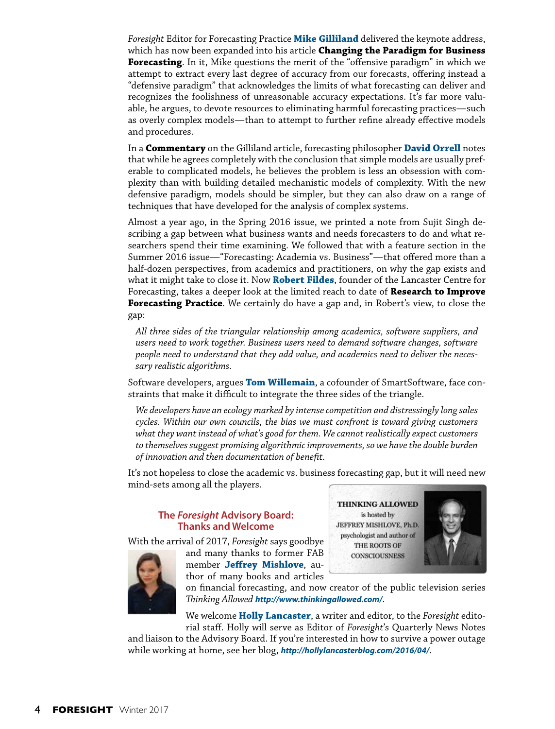*Foresight* Editor for Forecasting Practice **Mike Gilliland** delivered the keynote address, which has now been expanded into his article **Changing the Paradigm for Business Forecasting**. In it, Mike questions the merit of the "offensive paradigm" in which we attempt to extract every last degree of accuracy from our forecasts, offering instead a "defensive paradigm" that acknowledges the limits of what forecasting can deliver and recognizes the foolishness of unreasonable accuracy expectations. It's far more valuable, he argues, to devote resources to eliminating harmful forecasting practices—such as overly complex models—than to attempt to further refine already effective models and procedures.

In a **Commentary** on the Gilliland article, forecasting philosopher **David Orrell** notes that while he agrees completely with the conclusion that simple models are usually preferable to complicated models, he believes the problem is less an obsession with complexity than with building detailed mechanistic models of complexity. With the new defensive paradigm, models should be simpler, but they can also draw on a range of techniques that have developed for the analysis of complex systems.

Almost a year ago, in the Spring 2016 issue, we printed a note from Sujit Singh describing a gap between what business wants and needs forecasters to do and what researchers spend their time examining. We followed that with a feature section in the Summer 2016 issue—"Forecasting: Academia vs. Business"—that offered more than a half-dozen perspectives, from academics and practitioners, on why the gap exists and what it might take to close it. Now **Robert Fildes**, founder of the Lancaster Centre for Forecasting, takes a deeper look at the limited reach to date of **Research to Improve Forecasting Practice**. We certainly do have a gap and, in Robert's view, to close the gap:

> *All three sides of the triangular relationship among academics, software suppliers, and users need to work together. Business users need to demand software changes, software people need to understand that they add value, and academics need to deliver the necessary realistic algorithms.*

Software developers, argues **Tom Willemain**, a cofounder of SmartSoftware, face constraints that make it difficult to integrate the three sides of the triangle.

> *We developers have an ecology marked by intense competition and distressingly long sales cycles. Within our own councils, the bias we must confront is toward giving customers what they want instead of what's good for them. We cannot realistically expect customers to themselves suggest promising algorithmic improvements, so we have the double burden of innovation and then documentation of benefit.*

It's not hopeless to close the academic vs. business forecasting gap, but it will need new mind-sets among all the players.

## The *Foresight* Advisory Board: Thanks and Welcome

With the arrival of 2017, *Foresight* says goodbye and many thanks to former FAB member **Jeffrey Mishlove**, author of many books and articles on financial forecasting, and now creator of the public television series *Thinking Allowed* http://www.thinkingallowed.com/.

THINKING ALLOWED is hosted by JEFFREY MISHLOVE, Ph.D. psychologist and author of THE ROOTS OF CONSCIOUSNESS

We welcome **Holly Lancaster**, a writer and editor, to the *Foresight* editorial staff. Holly will serve as Editor of *Foresight*'s Quarterly News Notes and liaison to the Advisory Board. If you're interested in how to survive a power outage while working at home, see her blog, http://hollylancasterblog.com/2016/04/.